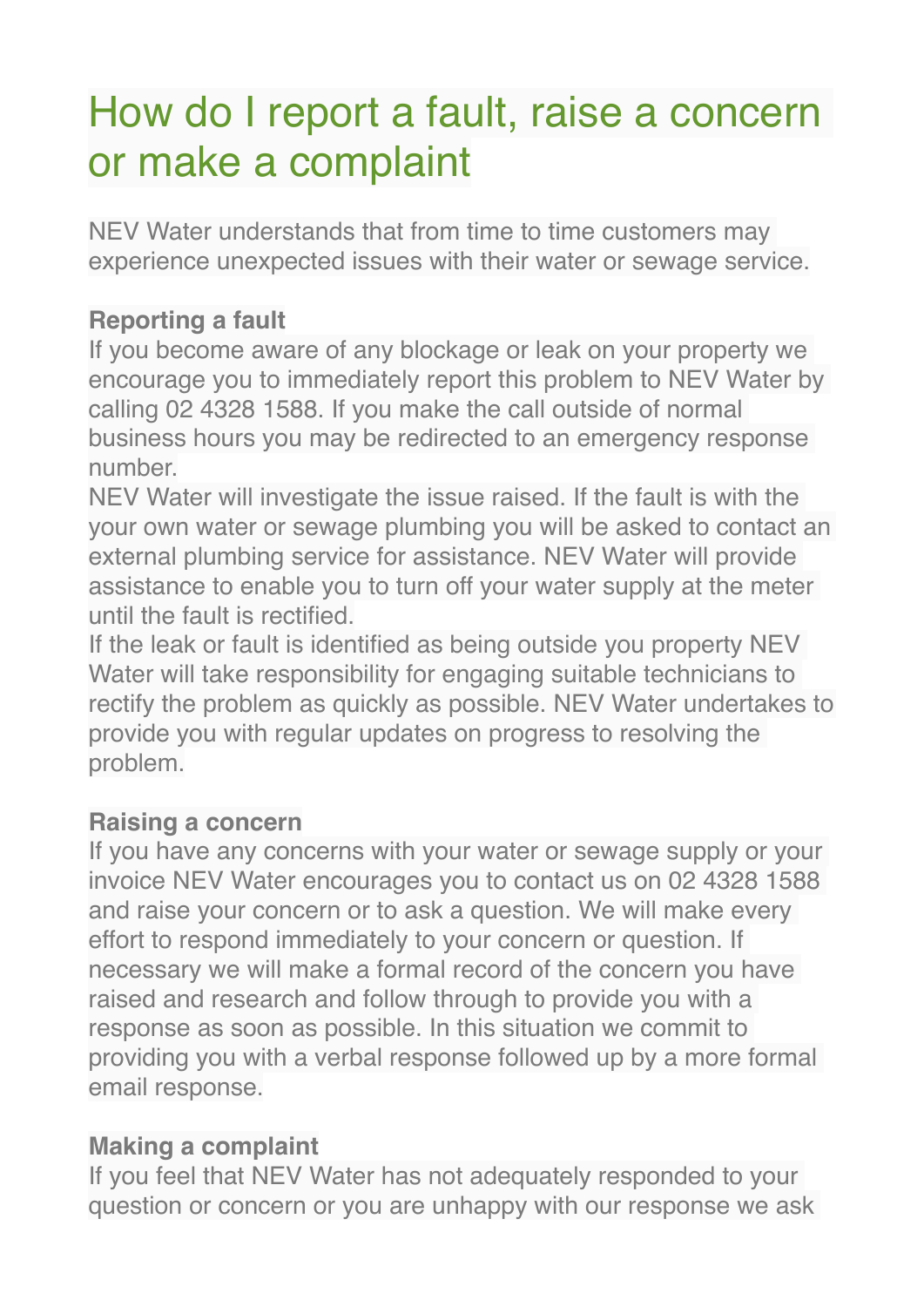# How do I report a fault, raise a concern or make a complaint

NEV Water understands that from time to time customers may experience unexpected issues with their water or sewage service.

**Reporting a fault**

If you become aware of any blockage or leak on your property we encourage you to immediately report this problem to NEV Water by calling 02 4328 1588. If you make the call outside of normal business hours you may be redirected to an emergency response number.

NEV Water will investigate the issue raised. If the fault is with the your own water or sewage plumbing you will be asked to contact an external plumbing service for assistance. NEV Water will provide assistance to enable you to turn off your water supply at the meter until the fault is rectified.

If the leak or fault is identified as being outside you property NEV Water will take responsibility for engaging suitable technicians to rectify the problem as quickly as possible. NEV Water undertakes to provide you with regular updates on progress to resolving the problem.

**Raising a concern**

If you have any concerns with your water or sewage supply or your invoice NEV Water encourages you to contact us on 02 4328 1588 and raise your concern or to ask a question. We will make every effort to respond immediately to your concern or question. If necessary we will make a formal record of the concern you have raised and research and follow through to provide you with a response as soon as possible. In this situation we commit to providing you with a verbal response followed up by a more formal email response.

**Making a complaint**

If you feel that NEV Water has not adequately responded to your question or concern or you are unhappy with our response we ask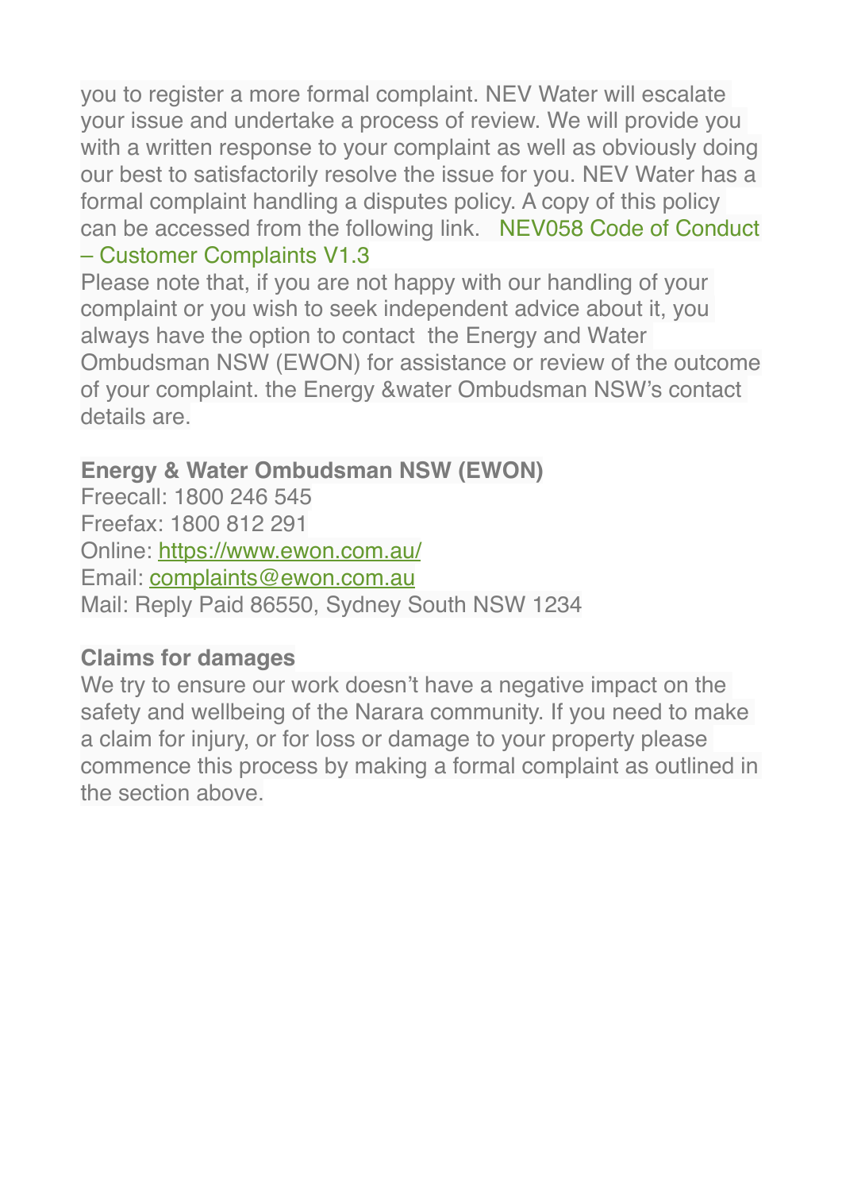you to register a more formal complaint. NEV Water will escalate your issue and undertake a process of review. We will provide you with a written response to your complaint as well as obviously doing our best to satisfactorily resolve the issue for you. NEV Water has a formal complaint handling a disputes policy. A copy of this policy can be accessed from the following link. NEV058 Code of Conduct – Customer Complaints V1.3

Please note that, if you are not happy with our handling of your complaint or you wish to seek independent advice about it, you always have the option to contact the Energy and Water Ombudsman NSW (EWON) for assistance or review of the outcome of your complaint. the Energy &water Ombudsman NSW's contact details are.

**Energy & Water Ombudsman NSW (EWON)**
Freecall: 1800 246 545
Freefax: 1800 812 291
Online: https://www.ewon.com.au/
Email: complaints@ewon.com.au
Mail: Reply Paid 86550, Sydney South NSW 1234

**Claims for damages**

We try to ensure our work doesn't have a negative impact on the safety and wellbeing of the Narara community. If you need to make a claim for injury, or for loss or damage to your property please commence this process by making a formal complaint as outlined in the section above.